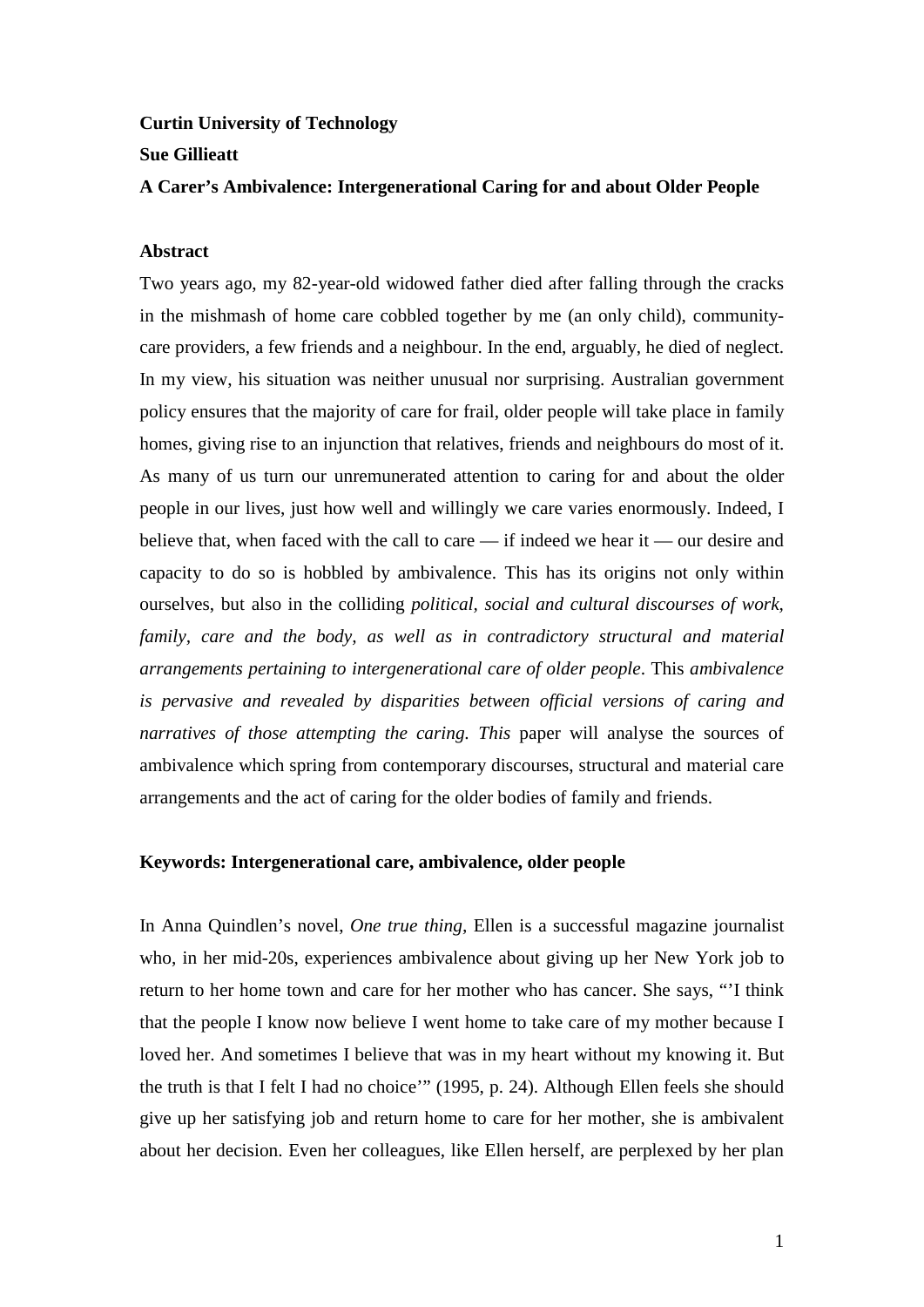**Curtin University of Technology**

**Sue Gillieatt**

# A Carer's Ambivalence: Intergenerational Caring for and about Older People

## Abstract

Two years ago, my 82-year-old widowed father died after falling through the cracks in the mishmash of home care cobbled together by me (an only child), community-care providers, a few friends and a neighbour. In the end, arguably, he died of neglect. In my view, his situation was neither unusual nor surprising. Australian government policy ensures that the majority of care for frail, older people will take place in family homes, giving rise to an injunction that relatives, friends and neighbours do most of it. As many of us turn our unremunerated attention to caring for and about the older people in our lives, just how well and willingly we care varies enormously. Indeed, I believe that, when faced with the call to care — if indeed we hear it — our desire and capacity to do so is hobbled by ambivalence. This has its origins not only within ourselves, but also in the colliding *political, social and cultural discourses of work, family, care and the body, as well as in contradictory structural and material arrangements pertaining to intergenerational care of older people*. This *ambivalence is pervasive and revealed by disparities between official versions of caring and narratives of those attempting the caring. This* paper will analyse the sources of ambivalence which spring from contemporary discourses, structural and material care arrangements and the act of caring for the older bodies of family and friends.

**Keywords: Intergenerational care, ambivalence, older people**

In Anna Quindlen's novel, *One true thing*, Ellen is a successful magazine journalist who, in her mid-20s, experiences ambivalence about giving up her New York job to return to her home town and care for her mother who has cancer. She says, "'I think that the people I know now believe I went home to take care of my mother because I loved her. And sometimes I believe that was in my heart without my knowing it. But the truth is that I felt I had no choice'" (1995, p. 24). Although Ellen feels she should give up her satisfying job and return home to care for her mother, she is ambivalent about her decision. Even her colleagues, like Ellen herself, are perplexed by her plan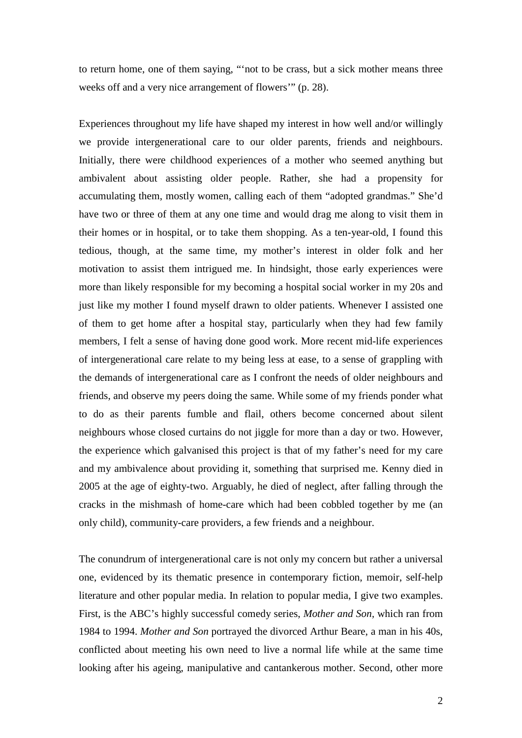to return home, one of them saying, "'not to be crass, but a sick mother means three weeks off and a very nice arrangement of flowers'" (p. 28).

Experiences throughout my life have shaped my interest in how well and/or willingly we provide intergenerational care to our older parents, friends and neighbours. Initially, there were childhood experiences of a mother who seemed anything but ambivalent about assisting older people. Rather, she had a propensity for accumulating them, mostly women, calling each of them "adopted grandmas." She'd have two or three of them at any one time and would drag me along to visit them in their homes or in hospital, or to take them shopping. As a ten-year-old, I found this tedious, though, at the same time, my mother's interest in older folk and her motivation to assist them intrigued me. In hindsight, those early experiences were more than likely responsible for my becoming a hospital social worker in my 20s and just like my mother I found myself drawn to older patients. Whenever I assisted one of them to get home after a hospital stay, particularly when they had few family members, I felt a sense of having done good work. More recent mid-life experiences of intergenerational care relate to my being less at ease, to a sense of grappling with the demands of intergenerational care as I confront the needs of older neighbours and friends, and observe my peers doing the same. While some of my friends ponder what to do as their parents fumble and flail, others become concerned about silent neighbours whose closed curtains do not jiggle for more than a day or two. However, the experience which galvanised this project is that of my father's need for my care and my ambivalence about providing it, something that surprised me. Kenny died in 2005 at the age of eighty-two. Arguably, he died of neglect, after falling through the cracks in the mishmash of home-care which had been cobbled together by me (an only child), community-care providers, a few friends and a neighbour.

The conundrum of intergenerational care is not only my concern but rather a universal one, evidenced by its thematic presence in contemporary fiction, memoir, self-help literature and other popular media. In relation to popular media, I give two examples. First, is the ABC's highly successful comedy series, *Mother and Son*, which ran from 1984 to 1994. *Mother and Son* portrayed the divorced Arthur Beare, a man in his 40s, conflicted about meeting his own need to live a normal life while at the same time looking after his ageing, manipulative and cantankerous mother. Second, other more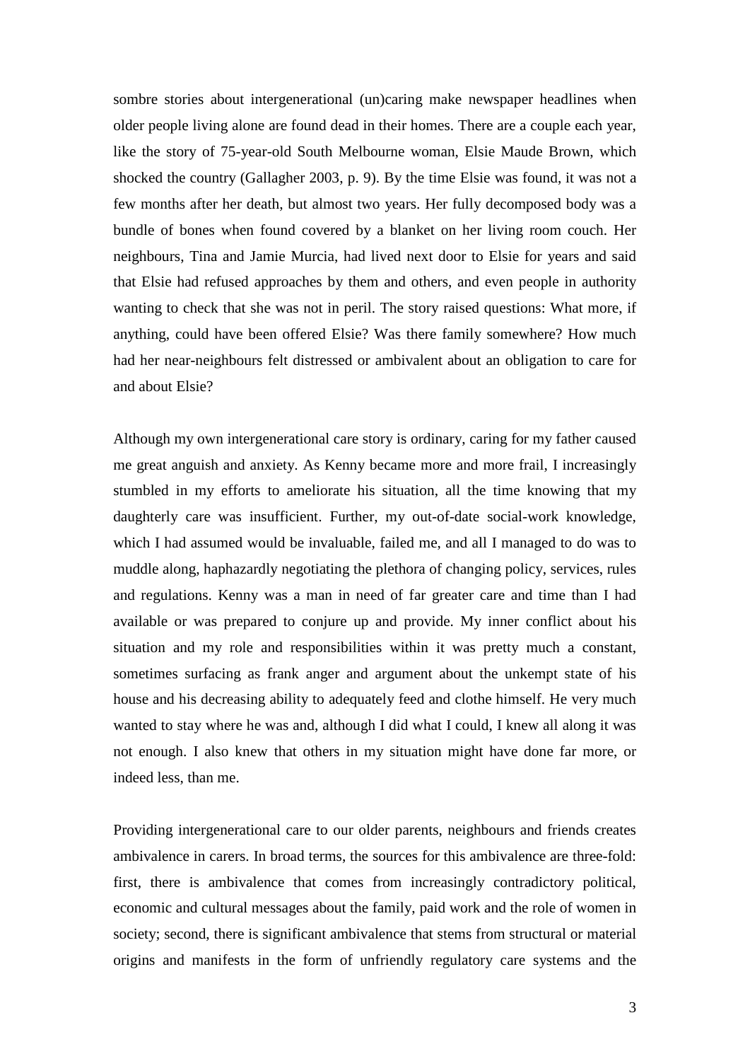sombre stories about intergenerational (un)caring make newspaper headlines when older people living alone are found dead in their homes. There are a couple each year, like the story of 75-year-old South Melbourne woman, Elsie Maude Brown, which shocked the country (Gallagher 2003, p. 9). By the time Elsie was found, it was not a few months after her death, but almost two years. Her fully decomposed body was a bundle of bones when found covered by a blanket on her living room couch. Her neighbours, Tina and Jamie Murcia, had lived next door to Elsie for years and said that Elsie had refused approaches by them and others, and even people in authority wanting to check that she was not in peril. The story raised questions: What more, if anything, could have been offered Elsie? Was there family somewhere? How much had her near-neighbours felt distressed or ambivalent about an obligation to care for and about Elsie?

Although my own intergenerational care story is ordinary, caring for my father caused me great anguish and anxiety. As Kenny became more and more frail, I increasingly stumbled in my efforts to ameliorate his situation, all the time knowing that my daughterly care was insufficient. Further, my out-of-date social-work knowledge, which I had assumed would be invaluable, failed me, and all I managed to do was to muddle along, haphazardly negotiating the plethora of changing policy, services, rules and regulations. Kenny was a man in need of far greater care and time than I had available or was prepared to conjure up and provide. My inner conflict about his situation and my role and responsibilities within it was pretty much a constant, sometimes surfacing as frank anger and argument about the unkempt state of his house and his decreasing ability to adequately feed and clothe himself. He very much wanted to stay where he was and, although I did what I could, I knew all along it was not enough. I also knew that others in my situation might have done far more, or indeed less, than me.

Providing intergenerational care to our older parents, neighbours and friends creates ambivalence in carers. In broad terms, the sources for this ambivalence are three-fold: first, there is ambivalence that comes from increasingly contradictory political, economic and cultural messages about the family, paid work and the role of women in society; second, there is significant ambivalence that stems from structural or material origins and manifests in the form of unfriendly regulatory care systems and the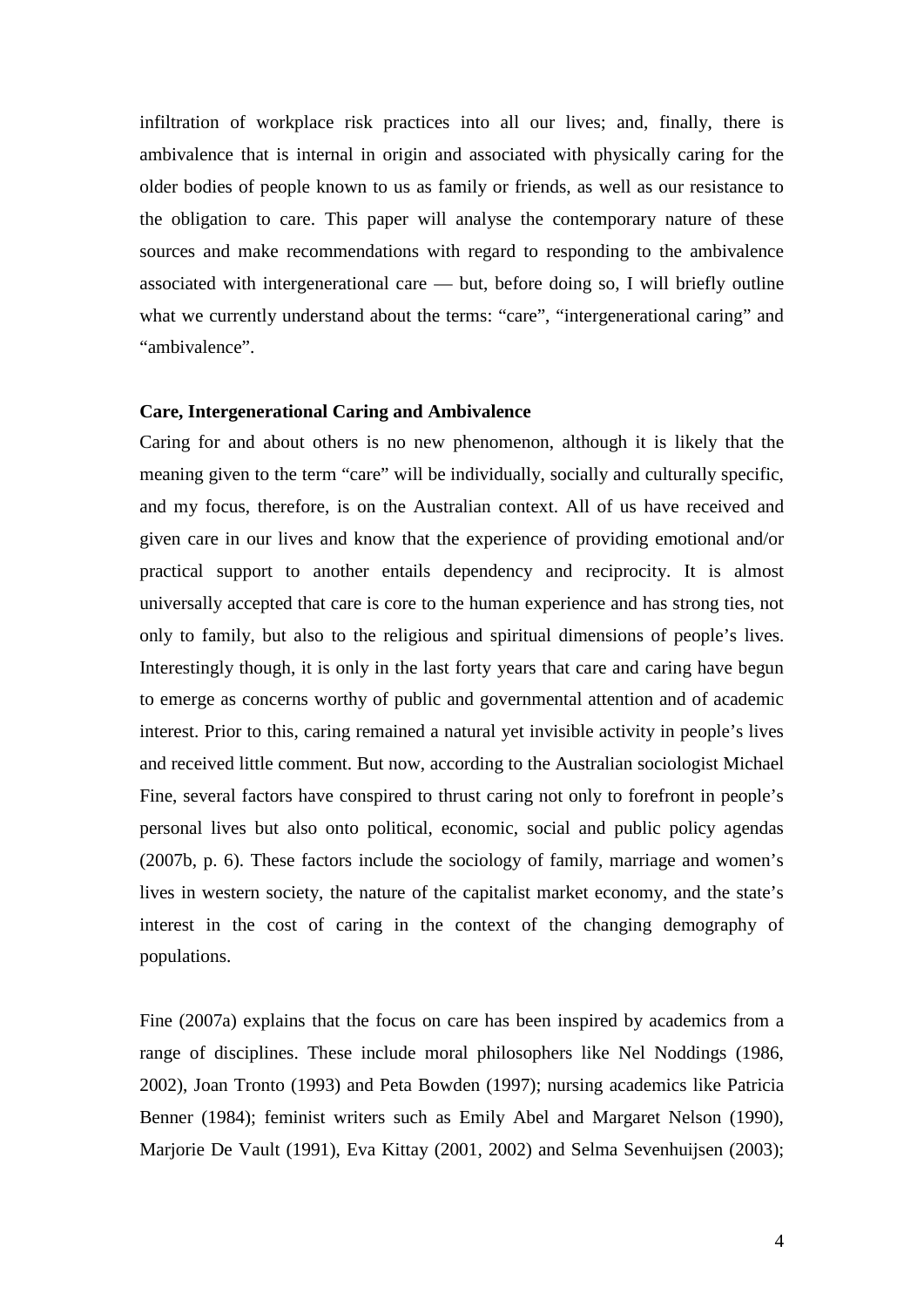infiltration of workplace risk practices into all our lives; and, finally, there is ambivalence that is internal in origin and associated with physically caring for the older bodies of people known to us as family or friends, as well as our resistance to the obligation to care. This paper will analyse the contemporary nature of these sources and make recommendations with regard to responding to the ambivalence associated with intergenerational care — but, before doing so, I will briefly outline what we currently understand about the terms: "care", "intergenerational caring" and "ambivalence".

**Care, Intergenerational Caring and Ambivalence**

Caring for and about others is no new phenomenon, although it is likely that the meaning given to the term "care" will be individually, socially and culturally specific, and my focus, therefore, is on the Australian context. All of us have received and given care in our lives and know that the experience of providing emotional and/or practical support to another entails dependency and reciprocity. It is almost universally accepted that care is core to the human experience and has strong ties, not only to family, but also to the religious and spiritual dimensions of people's lives. Interestingly though, it is only in the last forty years that care and caring have begun to emerge as concerns worthy of public and governmental attention and of academic interest. Prior to this, caring remained a natural yet invisible activity in people's lives and received little comment. But now, according to the Australian sociologist Michael Fine, several factors have conspired to thrust caring not only to forefront in people's personal lives but also onto political, economic, social and public policy agendas (2007b, p. 6). These factors include the sociology of family, marriage and women's lives in western society, the nature of the capitalist market economy, and the state's interest in the cost of caring in the context of the changing demography of populations.

Fine (2007a) explains that the focus on care has been inspired by academics from a range of disciplines. These include moral philosophers like Nel Noddings (1986, 2002), Joan Tronto (1993) and Peta Bowden (1997); nursing academics like Patricia Benner (1984); feminist writers such as Emily Abel and Margaret Nelson (1990), Marjorie De Vault (1991), Eva Kittay (2001, 2002) and Selma Sevenhuijsen (2003);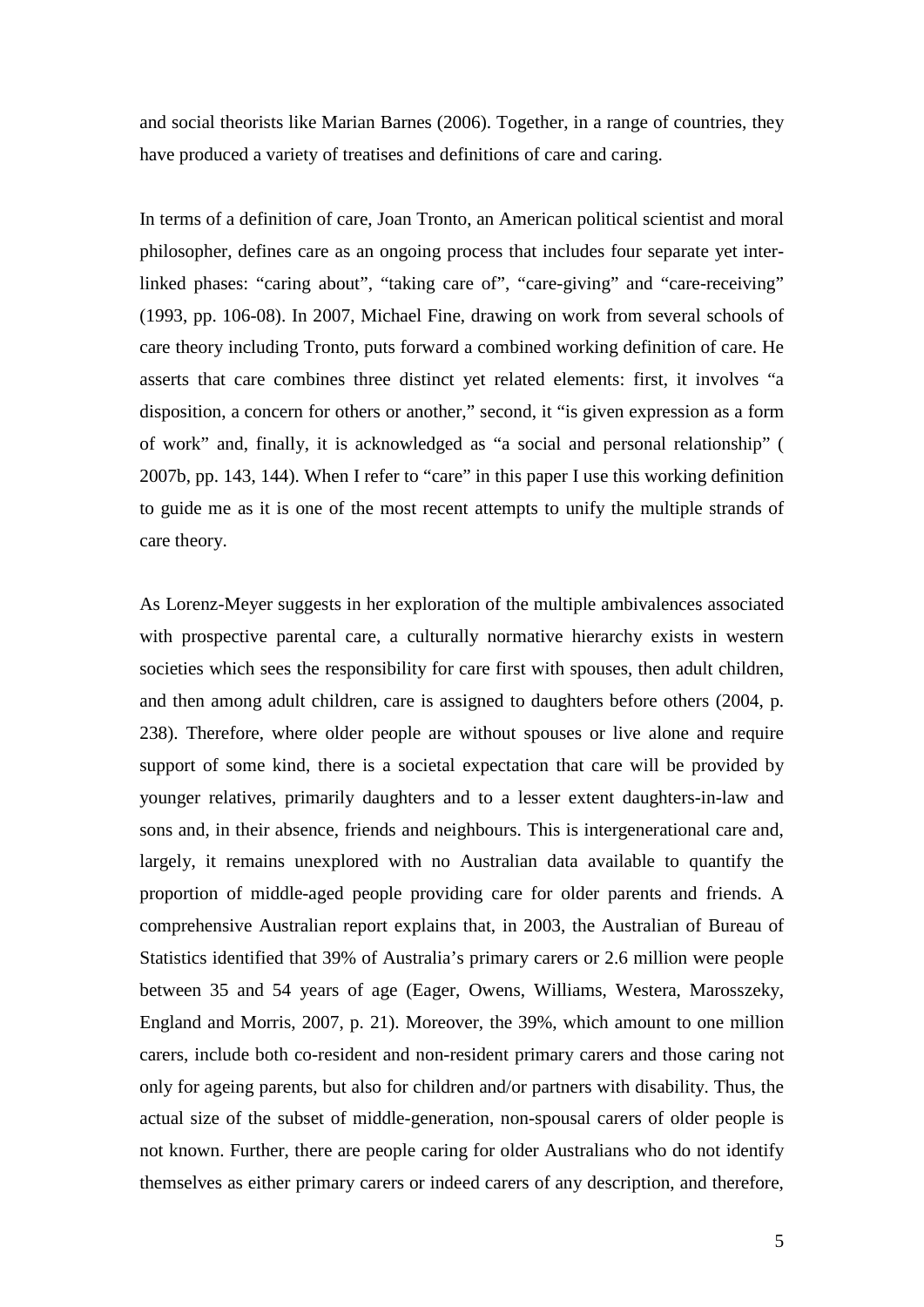and social theorists like Marian Barnes (2006). Together, in a range of countries, they have produced a variety of treatises and definitions of care and caring.

In terms of a definition of care, Joan Tronto, an American political scientist and moral philosopher, defines care as an ongoing process that includes four separate yet inter-linked phases: "caring about", "taking care of", "care-giving" and "care-receiving" (1993, pp. 106-08). In 2007, Michael Fine, drawing on work from several schools of care theory including Tronto, puts forward a combined working definition of care. He asserts that care combines three distinct yet related elements: first, it involves "a disposition, a concern for others or another," second, it "is given expression as a form of work" and, finally, it is acknowledged as "a social and personal relationship" ( 2007b, pp. 143, 144). When I refer to "care" in this paper I use this working definition to guide me as it is one of the most recent attempts to unify the multiple strands of care theory.

As Lorenz-Meyer suggests in her exploration of the multiple ambivalences associated with prospective parental care, a culturally normative hierarchy exists in western societies which sees the responsibility for care first with spouses, then adult children, and then among adult children, care is assigned to daughters before others (2004, p. 238). Therefore, where older people are without spouses or live alone and require support of some kind, there is a societal expectation that care will be provided by younger relatives, primarily daughters and to a lesser extent daughters-in-law and sons and, in their absence, friends and neighbours. This is intergenerational care and, largely, it remains unexplored with no Australian data available to quantify the proportion of middle-aged people providing care for older parents and friends. A comprehensive Australian report explains that, in 2003, the Australian of Bureau of Statistics identified that 39% of Australia's primary carers or 2.6 million were people between 35 and 54 years of age (Eager, Owens, Williams, Westera, Marosszeky, England and Morris, 2007, p. 21). Moreover, the 39%, which amount to one million carers, include both co-resident and non-resident primary carers and those caring not only for ageing parents, but also for children and/or partners with disability. Thus, the actual size of the subset of middle-generation, non-spousal carers of older people is not known. Further, there are people caring for older Australians who do not identify themselves as either primary carers or indeed carers of any description, and therefore,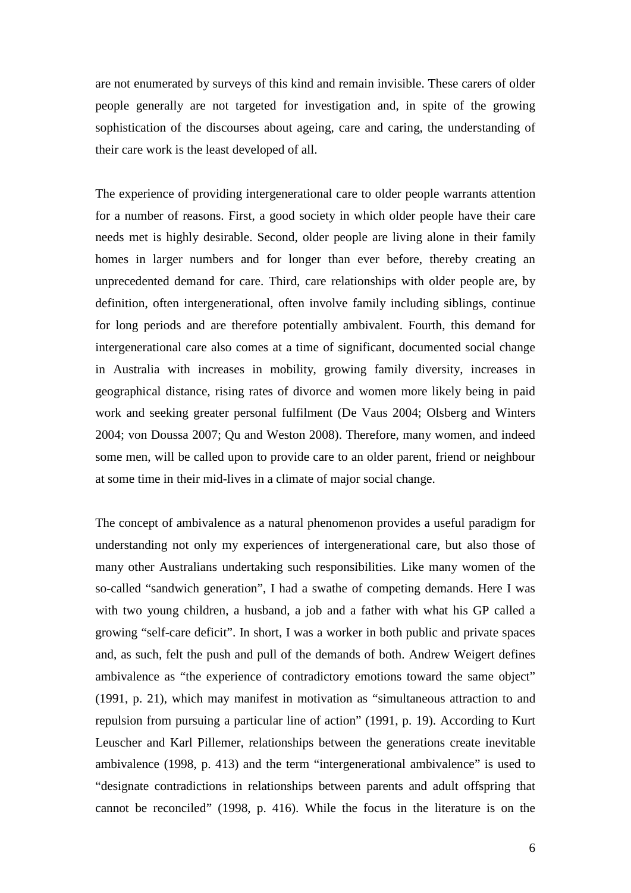are not enumerated by surveys of this kind and remain invisible. These carers of older people generally are not targeted for investigation and, in spite of the growing sophistication of the discourses about ageing, care and caring, the understanding of their care work is the least developed of all.

The experience of providing intergenerational care to older people warrants attention for a number of reasons. First, a good society in which older people have their care needs met is highly desirable. Second, older people are living alone in their family homes in larger numbers and for longer than ever before, thereby creating an unprecedented demand for care. Third, care relationships with older people are, by definition, often intergenerational, often involve family including siblings, continue for long periods and are therefore potentially ambivalent. Fourth, this demand for intergenerational care also comes at a time of significant, documented social change in Australia with increases in mobility, growing family diversity, increases in geographical distance, rising rates of divorce and women more likely being in paid work and seeking greater personal fulfilment (De Vaus 2004; Olsberg and Winters 2004; von Doussa 2007; Qu and Weston 2008). Therefore, many women, and indeed some men, will be called upon to provide care to an older parent, friend or neighbour at some time in their mid-lives in a climate of major social change.

The concept of ambivalence as a natural phenomenon provides a useful paradigm for understanding not only my experiences of intergenerational care, but also those of many other Australians undertaking such responsibilities. Like many women of the so-called "sandwich generation", I had a swathe of competing demands. Here I was with two young children, a husband, a job and a father with what his GP called a growing "self-care deficit". In short, I was a worker in both public and private spaces and, as such, felt the push and pull of the demands of both. Andrew Weigert defines ambivalence as "the experience of contradictory emotions toward the same object" (1991, p. 21), which may manifest in motivation as "simultaneous attraction to and repulsion from pursuing a particular line of action" (1991, p. 19). According to Kurt Leuscher and Karl Pillemer, relationships between the generations create inevitable ambivalence (1998, p. 413) and the term "intergenerational ambivalence" is used to "designate contradictions in relationships between parents and adult offspring that cannot be reconciled" (1998, p. 416). While the focus in the literature is on the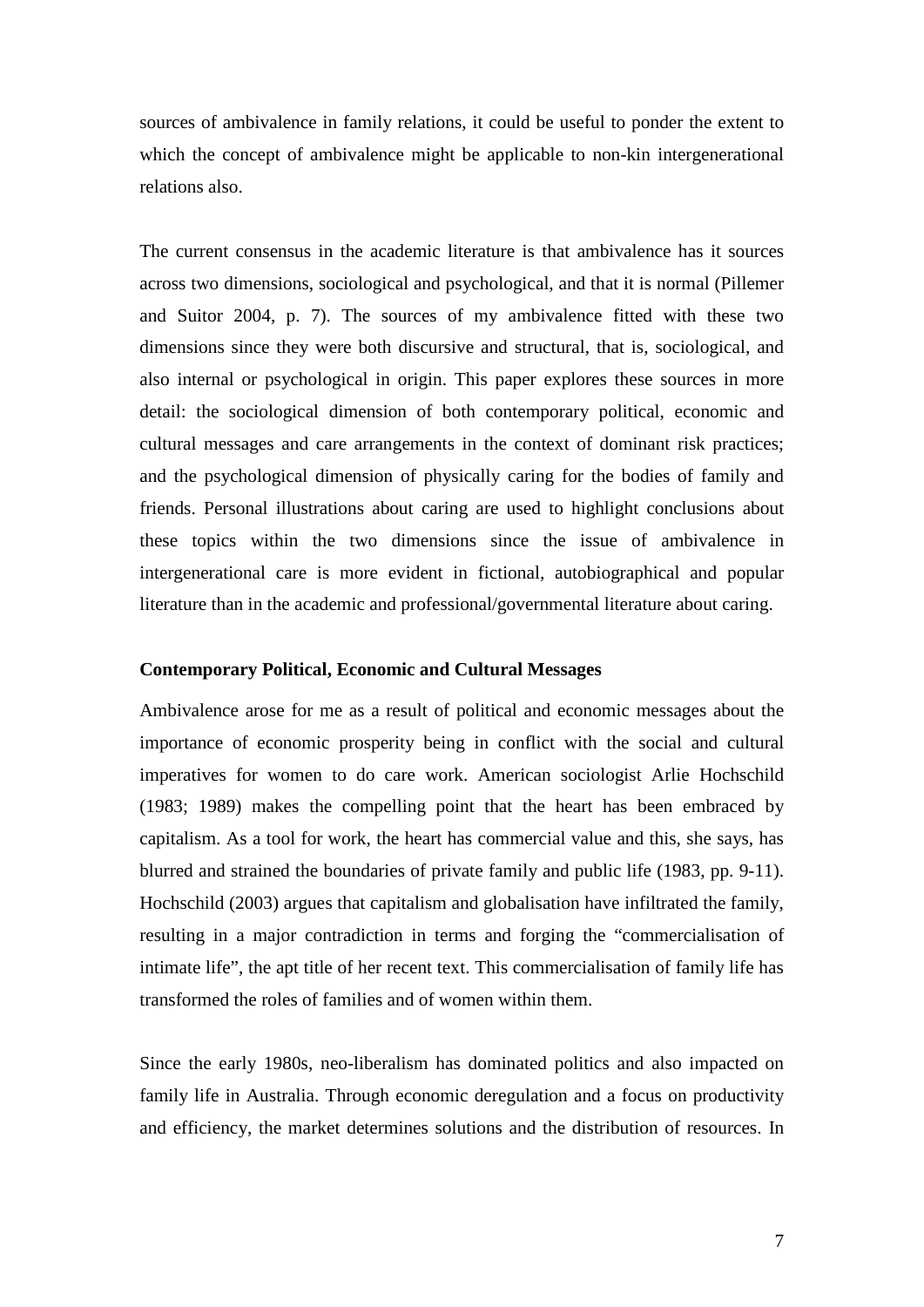sources of ambivalence in family relations, it could be useful to ponder the extent to which the concept of ambivalence might be applicable to non-kin intergenerational relations also.

The current consensus in the academic literature is that ambivalence has it sources across two dimensions, sociological and psychological, and that it is normal (Pillemer and Suitor 2004, p. 7). The sources of my ambivalence fitted with these two dimensions since they were both discursive and structural, that is, sociological, and also internal or psychological in origin. This paper explores these sources in more detail: the sociological dimension of both contemporary political, economic and cultural messages and care arrangements in the context of dominant risk practices; and the psychological dimension of physically caring for the bodies of family and friends. Personal illustrations about caring are used to highlight conclusions about these topics within the two dimensions since the issue of ambivalence in intergenerational care is more evident in fictional, autobiographical and popular literature than in the academic and professional/governmental literature about caring.

**Contemporary Political, Economic and Cultural Messages**

Ambivalence arose for me as a result of political and economic messages about the importance of economic prosperity being in conflict with the social and cultural imperatives for women to do care work. American sociologist Arlie Hochschild (1983; 1989) makes the compelling point that the heart has been embraced by capitalism. As a tool for work, the heart has commercial value and this, she says, has blurred and strained the boundaries of private family and public life (1983, pp. 9-11). Hochschild (2003) argues that capitalism and globalisation have infiltrated the family, resulting in a major contradiction in terms and forging the "commercialisation of intimate life", the apt title of her recent text. This commercialisation of family life has transformed the roles of families and of women within them.

Since the early 1980s, neo-liberalism has dominated politics and also impacted on family life in Australia. Through economic deregulation and a focus on productivity and efficiency, the market determines solutions and the distribution of resources. In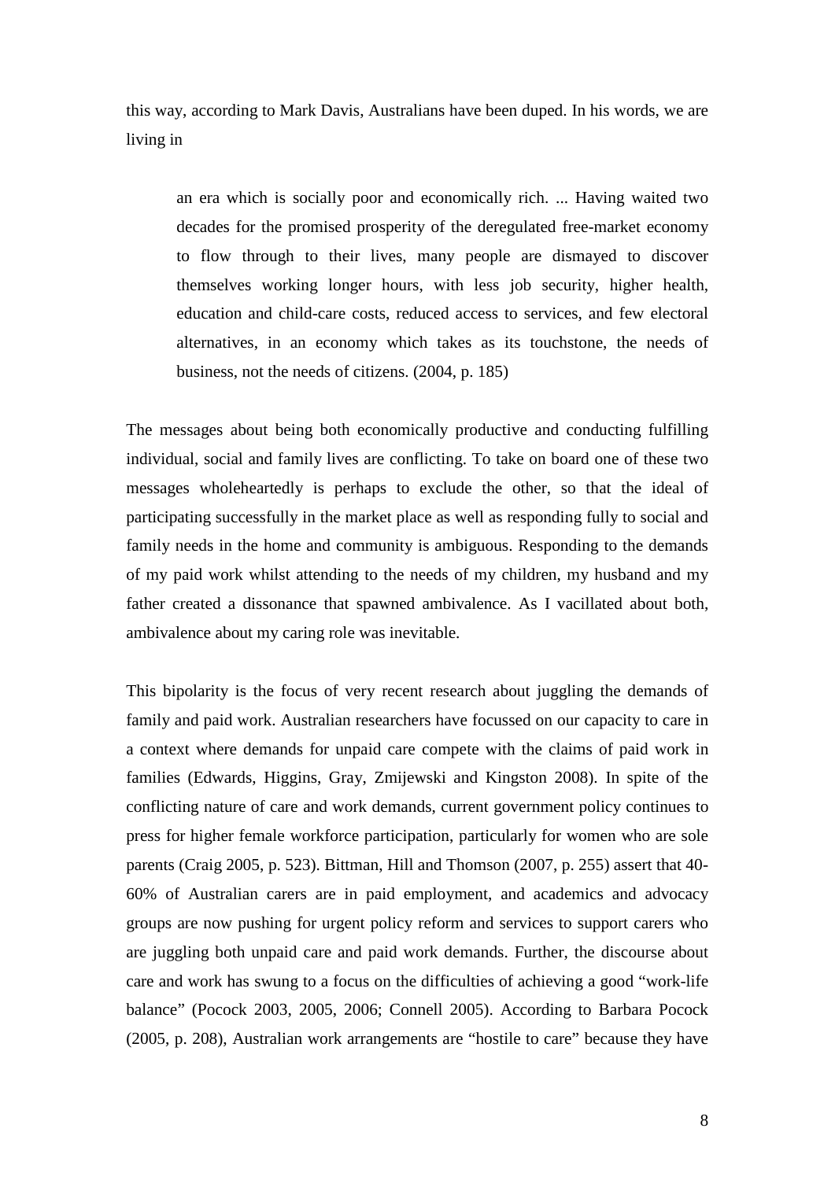this way, according to Mark Davis, Australians have been duped. In his words, we are living in

> an era which is socially poor and economically rich. ... Having waited two decades for the promised prosperity of the deregulated free-market economy to flow through to their lives, many people are dismayed to discover themselves working longer hours, with less job security, higher health, education and child-care costs, reduced access to services, and few electoral alternatives, in an economy which takes as its touchstone, the needs of business, not the needs of citizens. (2004, p. 185)

The messages about being both economically productive and conducting fulfilling individual, social and family lives are conflicting. To take on board one of these two messages wholeheartedly is perhaps to exclude the other, so that the ideal of participating successfully in the market place as well as responding fully to social and family needs in the home and community is ambiguous. Responding to the demands of my paid work whilst attending to the needs of my children, my husband and my father created a dissonance that spawned ambivalence. As I vacillated about both, ambivalence about my caring role was inevitable.

This bipolarity is the focus of very recent research about juggling the demands of family and paid work. Australian researchers have focussed on our capacity to care in a context where demands for unpaid care compete with the claims of paid work in families (Edwards, Higgins, Gray, Zmijewski and Kingston 2008). In spite of the conflicting nature of care and work demands, current government policy continues to press for higher female workforce participation, particularly for women who are sole parents (Craig 2005, p. 523). Bittman, Hill and Thomson (2007, p. 255) assert that 40-60% of Australian carers are in paid employment, and academics and advocacy groups are now pushing for urgent policy reform and services to support carers who are juggling both unpaid care and paid work demands. Further, the discourse about care and work has swung to a focus on the difficulties of achieving a good "work-life balance" (Pocock 2003, 2005, 2006; Connell 2005). According to Barbara Pocock (2005, p. 208), Australian work arrangements are "hostile to care" because they have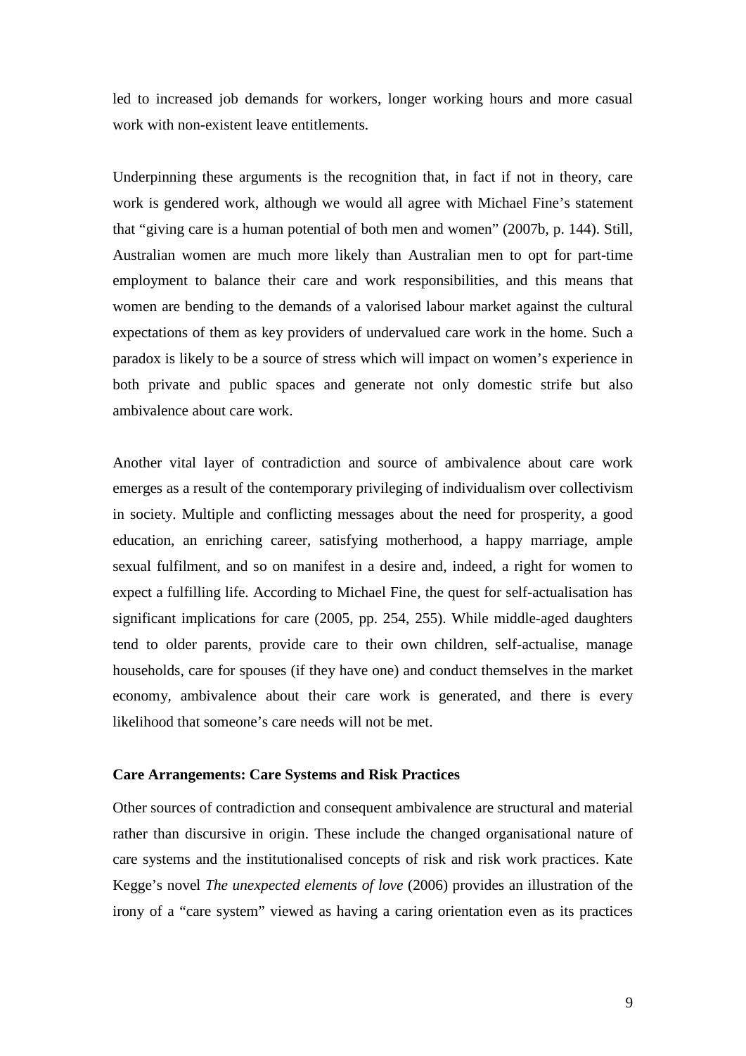led to increased job demands for workers, longer working hours and more casual work with non-existent leave entitlements.

Underpinning these arguments is the recognition that, in fact if not in theory, care work is gendered work, although we would all agree with Michael Fine's statement that "giving care is a human potential of both men and women" (2007b, p. 144). Still, Australian women are much more likely than Australian men to opt for part-time employment to balance their care and work responsibilities, and this means that women are bending to the demands of a valorised labour market against the cultural expectations of them as key providers of undervalued care work in the home. Such a paradox is likely to be a source of stress which will impact on women's experience in both private and public spaces and generate not only domestic strife but also ambivalence about care work.

Another vital layer of contradiction and source of ambivalence about care work emerges as a result of the contemporary privileging of individualism over collectivism in society. Multiple and conflicting messages about the need for prosperity, a good education, an enriching career, satisfying motherhood, a happy marriage, ample sexual fulfilment, and so on manifest in a desire and, indeed, a right for women to expect a fulfilling life. According to Michael Fine, the quest for self-actualisation has significant implications for care (2005, pp. 254, 255). While middle-aged daughters tend to older parents, provide care to their own children, self-actualise, manage households, care for spouses (if they have one) and conduct themselves in the market economy, ambivalence about their care work is generated, and there is every likelihood that someone's care needs will not be met.

**Care Arrangements: Care Systems and Risk Practices**

Other sources of contradiction and consequent ambivalence are structural and material rather than discursive in origin. These include the changed organisational nature of care systems and the institutionalised concepts of risk and risk work practices. Kate Kegge's novel *The unexpected elements of love* (2006) provides an illustration of the irony of a "care system" viewed as having a caring orientation even as its practices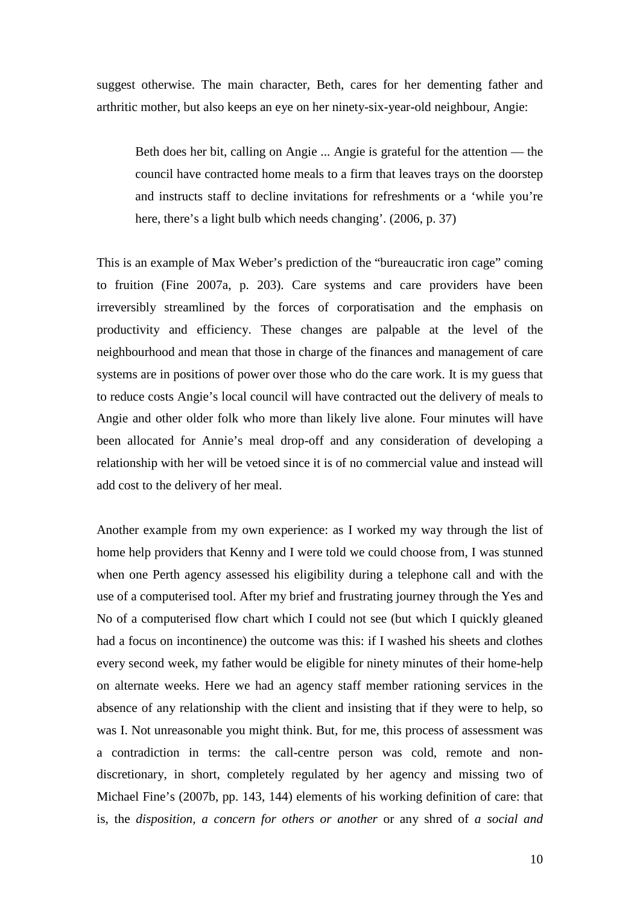suggest otherwise. The main character, Beth, cares for her dementing father and arthritic mother, but also keeps an eye on her ninety-six-year-old neighbour, Angie:

> Beth does her bit, calling on Angie ... Angie is grateful for the attention — the council have contracted home meals to a firm that leaves trays on the doorstep and instructs staff to decline invitations for refreshments or a 'while you're here, there's a light bulb which needs changing'. (2006, p. 37)

This is an example of Max Weber's prediction of the "bureaucratic iron cage" coming to fruition (Fine 2007a, p. 203). Care systems and care providers have been irreversibly streamlined by the forces of corporatisation and the emphasis on productivity and efficiency. These changes are palpable at the level of the neighbourhood and mean that those in charge of the finances and management of care systems are in positions of power over those who do the care work. It is my guess that to reduce costs Angie's local council will have contracted out the delivery of meals to Angie and other older folk who more than likely live alone. Four minutes will have been allocated for Annie's meal drop-off and any consideration of developing a relationship with her will be vetoed since it is of no commercial value and instead will add cost to the delivery of her meal.

Another example from my own experience: as I worked my way through the list of home help providers that Kenny and I were told we could choose from, I was stunned when one Perth agency assessed his eligibility during a telephone call and with the use of a computerised tool. After my brief and frustrating journey through the Yes and No of a computerised flow chart which I could not see (but which I quickly gleaned had a focus on incontinence) the outcome was this: if I washed his sheets and clothes every second week, my father would be eligible for ninety minutes of their home-help on alternate weeks. Here we had an agency staff member rationing services in the absence of any relationship with the client and insisting that if they were to help, so was I. Not unreasonable you might think. But, for me, this process of assessment was a contradiction in terms: the call-centre person was cold, remote and non-discretionary, in short, completely regulated by her agency and missing two of Michael Fine's (2007b, pp. 143, 144) elements of his working definition of care: that is, the *disposition, a concern for others or another* or any shred of *a social and*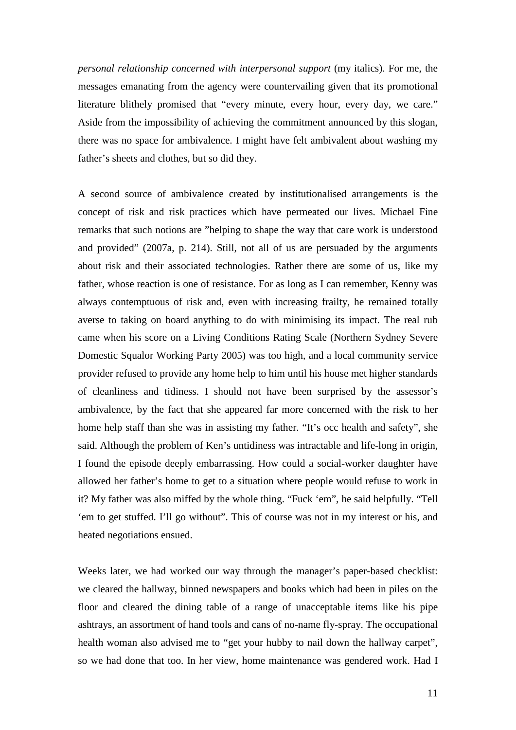*personal relationship concerned with interpersonal support* (my italics). For me, the messages emanating from the agency were countervailing given that its promotional literature blithely promised that "every minute, every hour, every day, we care." Aside from the impossibility of achieving the commitment announced by this slogan, there was no space for ambivalence. I might have felt ambivalent about washing my father's sheets and clothes, but so did they.

A second source of ambivalence created by institutionalised arrangements is the concept of risk and risk practices which have permeated our lives. Michael Fine remarks that such notions are "helping to shape the way that care work is understood and provided" (2007a, p. 214). Still, not all of us are persuaded by the arguments about risk and their associated technologies. Rather there are some of us, like my father, whose reaction is one of resistance. For as long as I can remember, Kenny was always contemptuous of risk and, even with increasing frailty, he remained totally averse to taking on board anything to do with minimising its impact. The real rub came when his score on a Living Conditions Rating Scale (Northern Sydney Severe Domestic Squalor Working Party 2005) was too high, and a local community service provider refused to provide any home help to him until his house met higher standards of cleanliness and tidiness. I should not have been surprised by the assessor's ambivalence, by the fact that she appeared far more concerned with the risk to her home help staff than she was in assisting my father. "It's occ health and safety", she said. Although the problem of Ken's untidiness was intractable and life-long in origin, I found the episode deeply embarrassing. How could a social-worker daughter have allowed her father's home to get to a situation where people would refuse to work in it? My father was also miffed by the whole thing. "Fuck 'em", he said helpfully. "Tell 'em to get stuffed. I'll go without". This of course was not in my interest or his, and heated negotiations ensued.

Weeks later, we had worked our way through the manager's paper-based checklist: we cleared the hallway, binned newspapers and books which had been in piles on the floor and cleared the dining table of a range of unacceptable items like his pipe ashtrays, an assortment of hand tools and cans of no-name fly-spray. The occupational health woman also advised me to "get your hubby to nail down the hallway carpet", so we had done that too. In her view, home maintenance was gendered work. Had I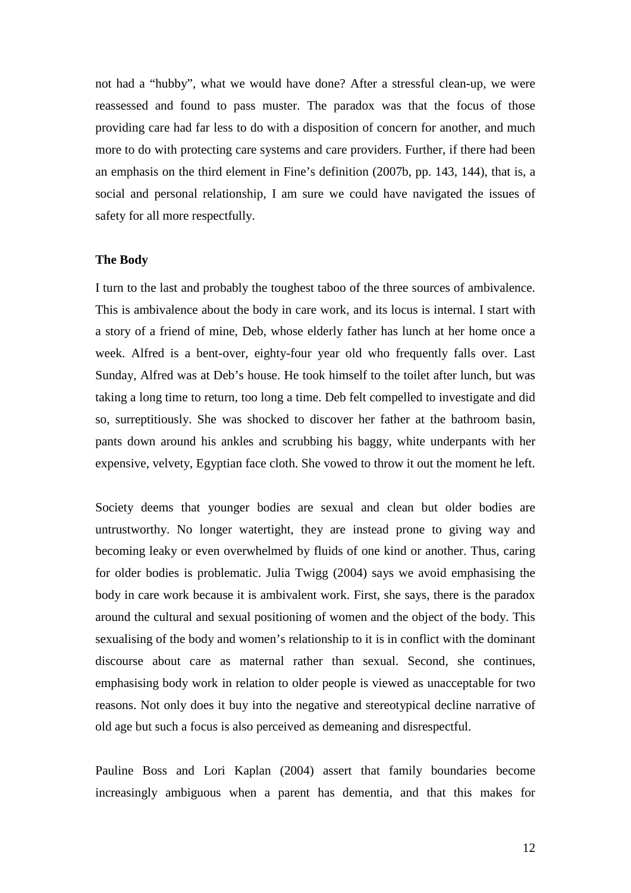not had a "hubby", what we would have done? After a stressful clean-up, we were reassessed and found to pass muster. The paradox was that the focus of those providing care had far less to do with a disposition of concern for another, and much more to do with protecting care systems and care providers. Further, if there had been an emphasis on the third element in Fine's definition (2007b, pp. 143, 144), that is, a social and personal relationship, I am sure we could have navigated the issues of safety for all more respectfully.

## The Body

I turn to the last and probably the toughest taboo of the three sources of ambivalence. This is ambivalence about the body in care work, and its locus is internal. I start with a story of a friend of mine, Deb, whose elderly father has lunch at her home once a week. Alfred is a bent-over, eighty-four year old who frequently falls over. Last Sunday, Alfred was at Deb's house. He took himself to the toilet after lunch, but was taking a long time to return, too long a time. Deb felt compelled to investigate and did so, surreptitiously. She was shocked to discover her father at the bathroom basin, pants down around his ankles and scrubbing his baggy, white underpants with her expensive, velvety, Egyptian face cloth. She vowed to throw it out the moment he left.

Society deems that younger bodies are sexual and clean but older bodies are untrustworthy. No longer watertight, they are instead prone to giving way and becoming leaky or even overwhelmed by fluids of one kind or another. Thus, caring for older bodies is problematic. Julia Twigg (2004) says we avoid emphasising the body in care work because it is ambivalent work. First, she says, there is the paradox around the cultural and sexual positioning of women and the object of the body. This sexualising of the body and women's relationship to it is in conflict with the dominant discourse about care as maternal rather than sexual. Second, she continues, emphasising body work in relation to older people is viewed as unacceptable for two reasons. Not only does it buy into the negative and stereotypical decline narrative of old age but such a focus is also perceived as demeaning and disrespectful.

Pauline Boss and Lori Kaplan (2004) assert that family boundaries become increasingly ambiguous when a parent has dementia, and that this makes for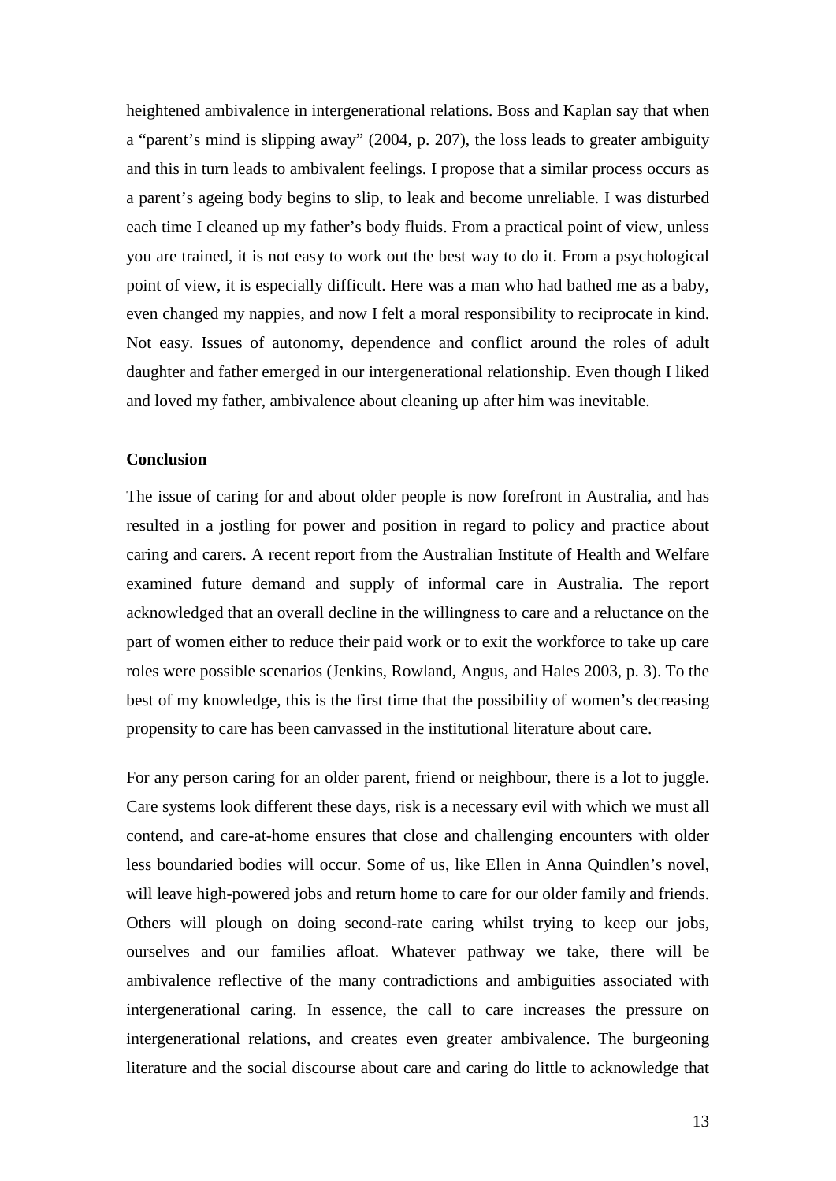heightened ambivalence in intergenerational relations. Boss and Kaplan say that when a "parent's mind is slipping away" (2004, p. 207), the loss leads to greater ambiguity and this in turn leads to ambivalent feelings. I propose that a similar process occurs as a parent's ageing body begins to slip, to leak and become unreliable. I was disturbed each time I cleaned up my father's body fluids. From a practical point of view, unless you are trained, it is not easy to work out the best way to do it. From a psychological point of view, it is especially difficult. Here was a man who had bathed me as a baby, even changed my nappies, and now I felt a moral responsibility to reciprocate in kind. Not easy. Issues of autonomy, dependence and conflict around the roles of adult daughter and father emerged in our intergenerational relationship. Even though I liked and loved my father, ambivalence about cleaning up after him was inevitable.

## Conclusion

The issue of caring for and about older people is now forefront in Australia, and has resulted in a jostling for power and position in regard to policy and practice about caring and carers. A recent report from the Australian Institute of Health and Welfare examined future demand and supply of informal care in Australia. The report acknowledged that an overall decline in the willingness to care and a reluctance on the part of women either to reduce their paid work or to exit the workforce to take up care roles were possible scenarios (Jenkins, Rowland, Angus, and Hales 2003, p. 3). To the best of my knowledge, this is the first time that the possibility of women's decreasing propensity to care has been canvassed in the institutional literature about care.

For any person caring for an older parent, friend or neighbour, there is a lot to juggle. Care systems look different these days, risk is a necessary evil with which we must all contend, and care-at-home ensures that close and challenging encounters with older less boundaried bodies will occur. Some of us, like Ellen in Anna Quindlen's novel, will leave high-powered jobs and return home to care for our older family and friends. Others will plough on doing second-rate caring whilst trying to keep our jobs, ourselves and our families afloat. Whatever pathway we take, there will be ambivalence reflective of the many contradictions and ambiguities associated with intergenerational caring. In essence, the call to care increases the pressure on intergenerational relations, and creates even greater ambivalence. The burgeoning literature and the social discourse about care and caring do little to acknowledge that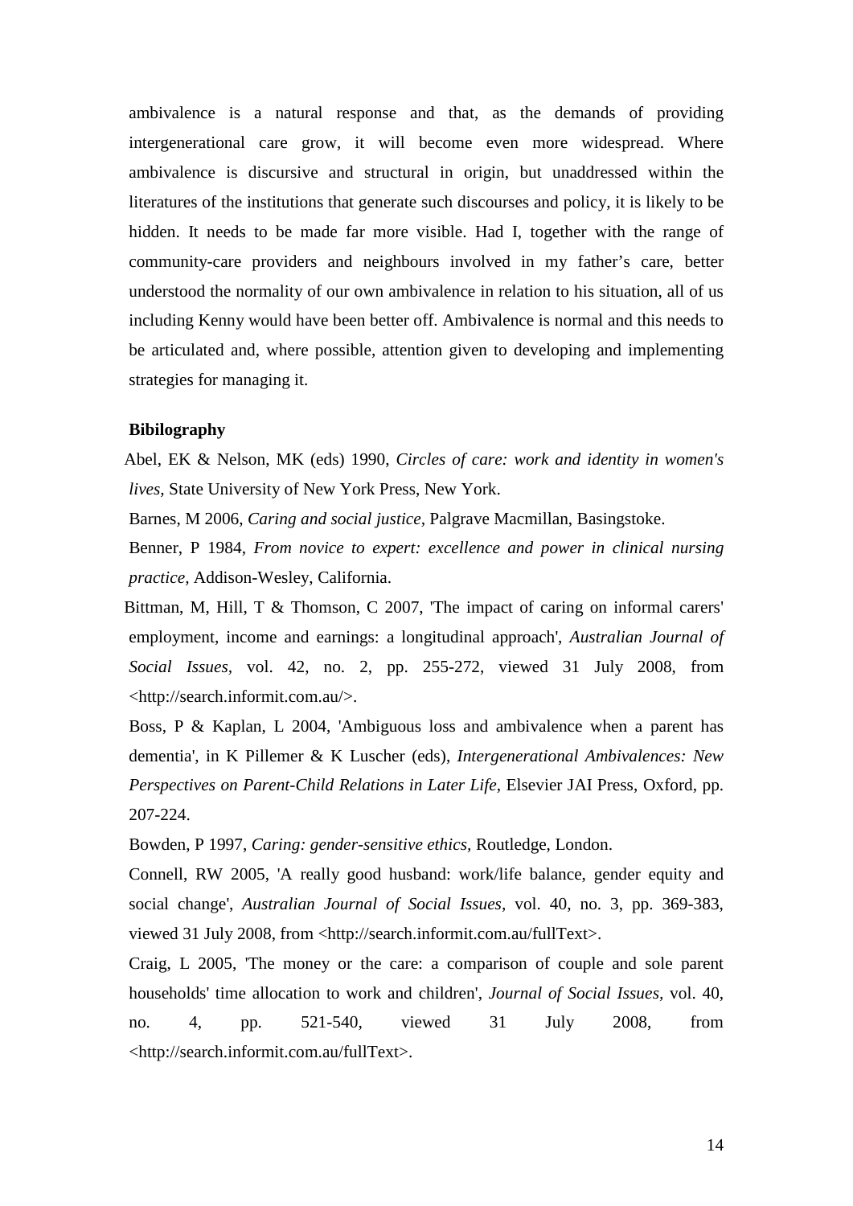ambivalence is a natural response and that, as the demands of providing intergenerational care grow, it will become even more widespread. Where ambivalence is discursive and structural in origin, but unaddressed within the literatures of the institutions that generate such discourses and policy, it is likely to be hidden. It needs to be made far more visible. Had I, together with the range of community-care providers and neighbours involved in my father's care, better understood the normality of our own ambivalence in relation to his situation, all of us including Kenny would have been better off. Ambivalence is normal and this needs to be articulated and, where possible, attention given to developing and implementing strategies for managing it.

**Bibilography**

Abel, EK & Nelson, MK (eds) 1990, *Circles of care: work and identity in women's lives,* State University of New York Press, New York.

Barnes, M 2006, *Caring and social justice,* Palgrave Macmillan, Basingstoke.

Benner, P 1984, *From novice to expert: excellence and power in clinical nursing practice,* Addison-Wesley, California.

Bittman, M, Hill, T & Thomson, C 2007, 'The impact of caring on informal carers' employment, income and earnings: a longitudinal approach', *Australian Journal of Social Issues*, vol. 42, no. 2, pp. 255-272, viewed 31 July 2008, from <http://search.informit.com.au/>.

Boss, P & Kaplan, L 2004, 'Ambiguous loss and ambivalence when a parent has dementia', in K Pillemer & K Luscher (eds), *Intergenerational Ambivalences: New Perspectives on Parent-Child Relations in Later Life*, Elsevier JAI Press, Oxford, pp. 207-224.

Bowden, P 1997, *Caring: gender-sensitive ethics,* Routledge, London.

Connell, RW 2005, 'A really good husband: work/life balance, gender equity and social change', *Australian Journal of Social Issues,* vol. 40, no. 3, pp. 369-383, viewed 31 July 2008, from <http://search.informit.com.au/fullText>.

Craig, L 2005, 'The money or the care: a comparison of couple and sole parent households' time allocation to work and children', *Journal of Social Issues,* vol. 40, no. 4, pp. 521-540, viewed 31 July 2008, from <http://search.informit.com.au/fullText>.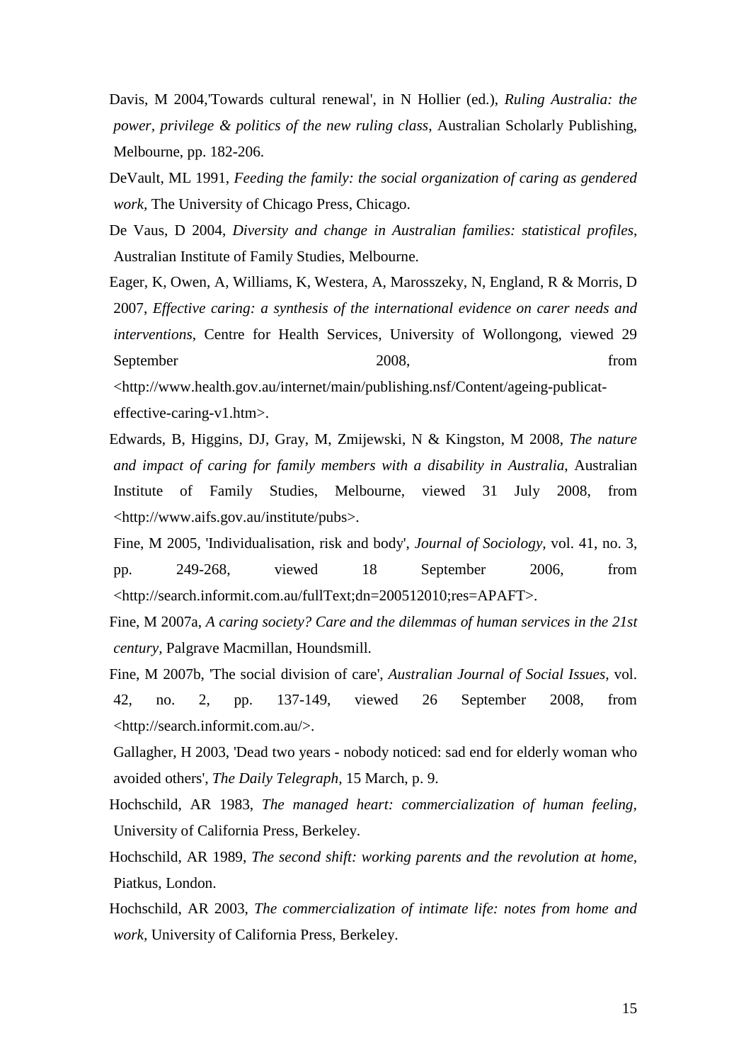Davis, M 2004,'Towards cultural renewal', in N Hollier (ed.), *Ruling Australia: the power, privilege & politics of the new ruling class*, Australian Scholarly Publishing, Melbourne, pp. 182-206.

DeVault, ML 1991, *Feeding the family: the social organization of caring as gendered work*, The University of Chicago Press, Chicago.

De Vaus, D 2004, *Diversity and change in Australian families: statistical profiles*, Australian Institute of Family Studies, Melbourne.

Eager, K, Owen, A, Williams, K, Westera, A, Marosszeky, N, England, R & Morris, D 2007, *Effective caring: a synthesis of the international evidence on carer needs and interventions*, Centre for Health Services, University of Wollongong, viewed 29 September 2008, from <http://www.health.gov.au/internet/main/publishing.nsf/Content/ageing-publicat-effective-caring-v1.htm>.

Edwards, B, Higgins, DJ, Gray, M, Zmijewski, N & Kingston, M 2008, *The nature and impact of caring for family members with a disability in Australia*, Australian Institute of Family Studies, Melbourne, viewed 31 July 2008, from <http://www.aifs.gov.au/institute/pubs>.

Fine, M 2005, 'Individualisation, risk and body', *Journal of Sociology*, vol. 41, no. 3, pp. 249-268, viewed 18 September 2006, from <http://search.informit.com.au/fullText;dn=200512010;res=APAFT>.

Fine, M 2007a, *A caring society? Care and the dilemmas of human services in the 21st century*, Palgrave Macmillan, Houndsmill.

Fine, M 2007b, 'The social division of care', *Australian Journal of Social Issues*, vol. 42, no. 2, pp. 137-149, viewed 26 September 2008, from <http://search.informit.com.au/>.

Gallagher, H 2003, 'Dead two years - nobody noticed: sad end for elderly woman who avoided others', *The Daily Telegraph*, 15 March, p. 9.

Hochschild, AR 1983, *The managed heart: commercialization of human feeling*, University of California Press, Berkeley.

Hochschild, AR 1989, *The second shift: working parents and the revolution at home*, Piatkus, London.

Hochschild, AR 2003, *The commercialization of intimate life: notes from home and work*, University of California Press, Berkeley.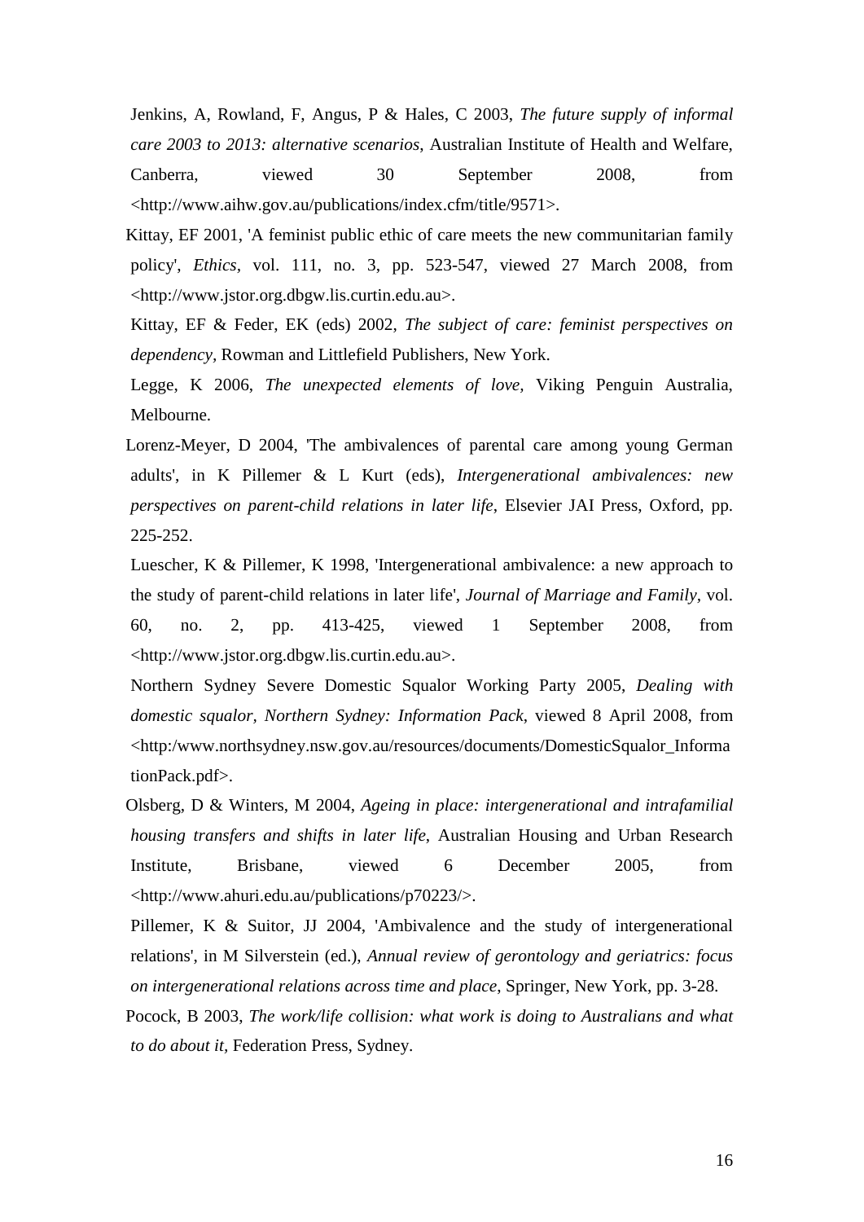Jenkins, A, Rowland, F, Angus, P & Hales, C 2003, *The future supply of informal care 2003 to 2013: alternative scenarios*, Australian Institute of Health and Welfare, Canberra, viewed 30 September 2008, from <http://www.aihw.gov.au/publications/index.cfm/title/9571>.

Kittay, EF 2001, 'A feminist public ethic of care meets the new communitarian family policy', *Ethics*, vol. 111, no. 3, pp. 523-547, viewed 27 March 2008, from <http://www.jstor.org.dbgw.lis.curtin.edu.au>.

Kittay, EF & Feder, EK (eds) 2002, *The subject of care: feminist perspectives on dependency*, Rowman and Littlefield Publishers, New York.

Legge, K 2006, *The unexpected elements of love*, Viking Penguin Australia, Melbourne.

Lorenz-Meyer, D 2004, 'The ambivalences of parental care among young German adults', in K Pillemer & L Kurt (eds), *Intergenerational ambivalences: new perspectives on parent-child relations in later life*, Elsevier JAI Press, Oxford, pp. 225-252.

Luescher, K & Pillemer, K 1998, 'Intergenerational ambivalence: a new approach to the study of parent-child relations in later life', *Journal of Marriage and Family*, vol. 60, no. 2, pp. 413-425, viewed 1 September 2008, from <http://www.jstor.org.dbgw.lis.curtin.edu.au>.

Northern Sydney Severe Domestic Squalor Working Party 2005, *Dealing with domestic squalor, Northern Sydney: Information Pack*, viewed 8 April 2008, from <http:/www.northsydney.nsw.gov.au/resources/documents/DomesticSqualor_InformationPack.pdf>.

Olsberg, D & Winters, M 2004, *Ageing in place: intergenerational and intrafamilial housing transfers and shifts in later life*, Australian Housing and Urban Research Institute, Brisbane, viewed 6 December 2005, from <http://www.ahuri.edu.au/publications/p70223/>.

Pillemer, K & Suitor, JJ 2004, 'Ambivalence and the study of intergenerational relations', in M Silverstein (ed.), *Annual review of gerontology and geriatrics: focus on intergenerational relations across time and place*, Springer, New York, pp. 3-28.

Pocock, B 2003, *The work/life collision: what work is doing to Australians and what to do about it*, Federation Press, Sydney.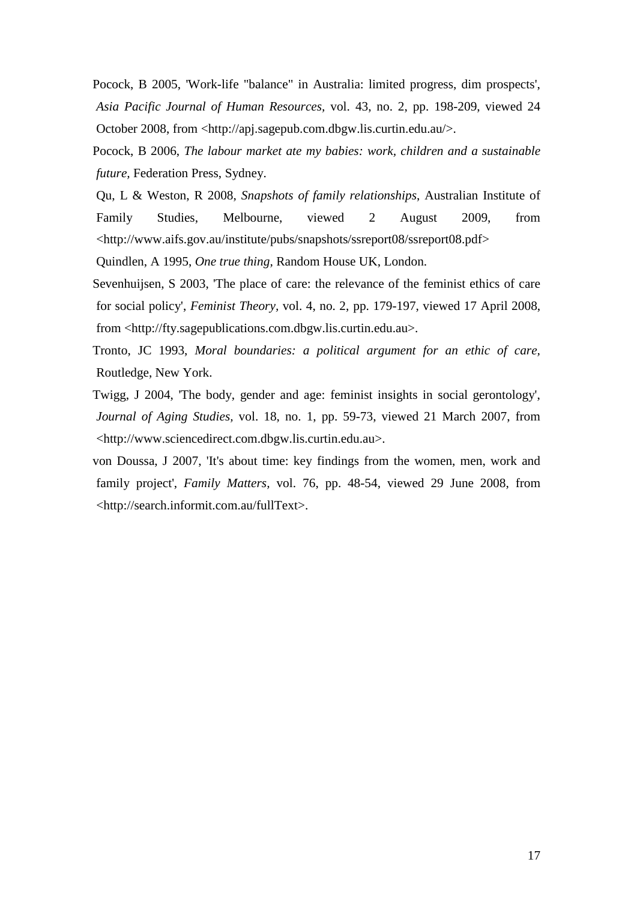Pocock, B 2005, 'Work-life "balance" in Australia: limited progress, dim prospects', *Asia Pacific Journal of Human Resources*, vol. 43, no. 2, pp. 198-209, viewed 24 October 2008, from <http://apj.sagepub.com.dbgw.lis.curtin.edu.au/>.

Pocock, B 2006, *The labour market ate my babies: work, children and a sustainable future,* Federation Press, Sydney.

Qu, L & Weston, R 2008, *Snapshots of family relationships*, Australian Institute of Family Studies, Melbourne, viewed 2 August 2009, from <http://www.aifs.gov.au/institute/pubs/snapshots/ssreport08/ssreport08.pdf>

Quindlen, A 1995, *One true thing,* Random House UK, London.

Sevenhuijsen, S 2003, 'The place of care: the relevance of the feminist ethics of care for social policy', *Feminist Theory,* vol. 4, no. 2, pp. 179-197, viewed 17 April 2008, from <http://fty.sagepublications.com.dbgw.lis.curtin.edu.au>.

Tronto, JC 1993, *Moral boundaries: a political argument for an ethic of care,* Routledge, New York.

Twigg, J 2004, 'The body, gender and age: feminist insights in social gerontology', *Journal of Aging Studies,* vol. 18, no. 1, pp. 59-73, viewed 21 March 2007, from <http://www.sciencedirect.com.dbgw.lis.curtin.edu.au>.

von Doussa, J 2007, 'It's about time: key findings from the women, men, work and family project', *Family Matters*, vol. 76, pp. 48-54, viewed 29 June 2008, from <http://search.informit.com.au/fullText>.